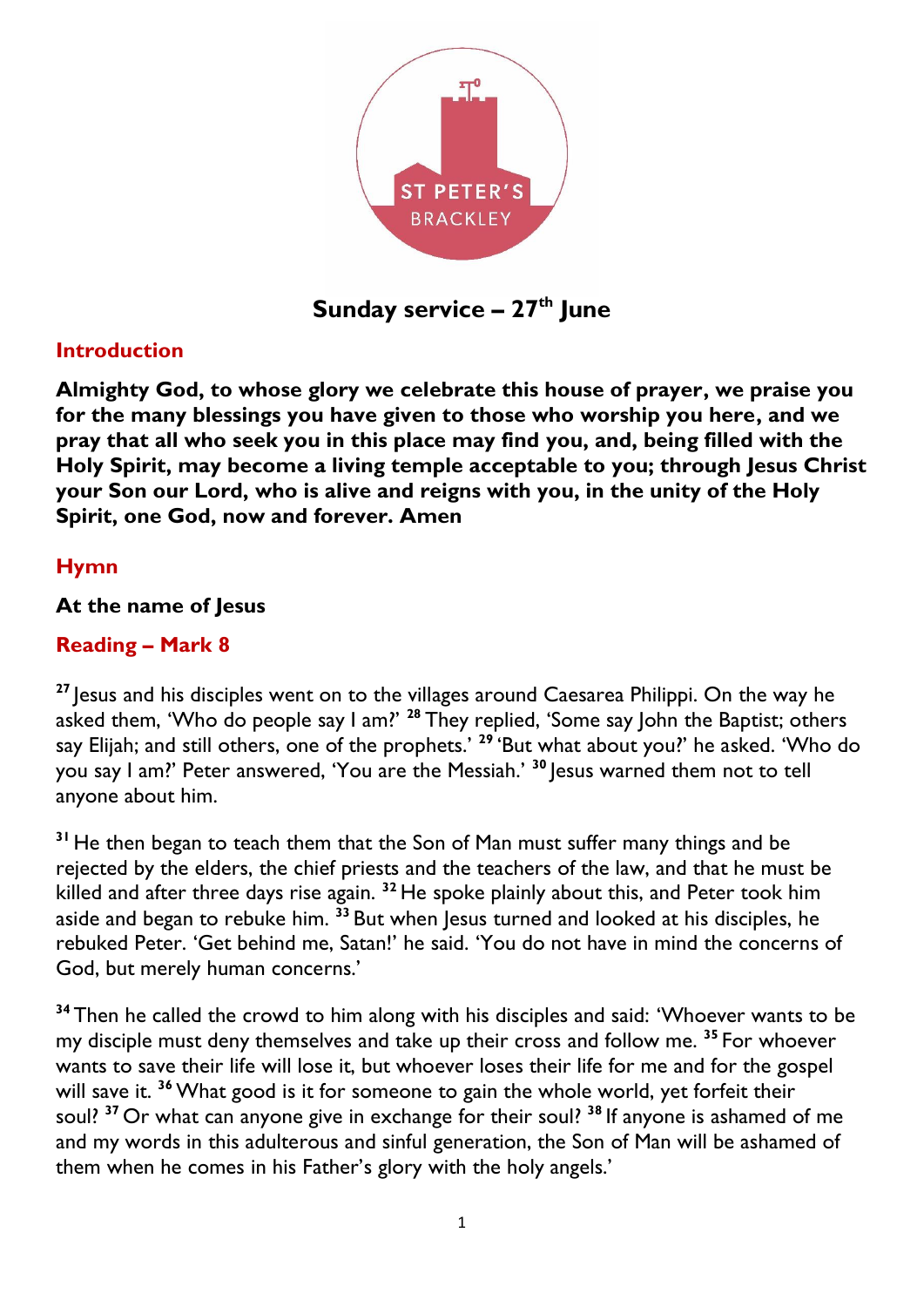ST PETER'S
BRACKLEY

# Sunday service – 27th June

## Introduction

**Almighty God, to whose glory we celebrate this house of prayer, we praise you for the many blessings you have given to those who worship you here, and we pray that all who seek you in this place may find you, and, being filled with the Holy Spirit, may become a living temple acceptable to you; through Jesus Christ your Son our Lord, who is alive and reigns with you, in the unity of the Holy Spirit, one God, now and forever. Amen**

## Hymn

**At the name of Jesus**

## Reading – Mark 8

[27] Jesus and his disciples went on to the villages around Caesarea Philippi. On the way he asked them, 'Who do people say I am?' [28] They replied, 'Some say John the Baptist; others say Elijah; and still others, one of the prophets.' [29] 'But what about you?' he asked. 'Who do you say I am?' Peter answered, 'You are the Messiah.' [30] Jesus warned them not to tell anyone about him.

[31] He then began to teach them that the Son of Man must suffer many things and be rejected by the elders, the chief priests and the teachers of the law, and that he must be killed and after three days rise again. [32] He spoke plainly about this, and Peter took him aside and began to rebuke him. [33] But when Jesus turned and looked at his disciples, he rebuked Peter. 'Get behind me, Satan!' he said. 'You do not have in mind the concerns of God, but merely human concerns.'

[34] Then he called the crowd to him along with his disciples and said: 'Whoever wants to be my disciple must deny themselves and take up their cross and follow me. [35] For whoever wants to save their life will lose it, but whoever loses their life for me and for the gospel will save it. [36] What good is it for someone to gain the whole world, yet forfeit their soul? [37] Or what can anyone give in exchange for their soul? [38] If anyone is ashamed of me and my words in this adulterous and sinful generation, the Son of Man will be ashamed of them when he comes in his Father's glory with the holy angels.'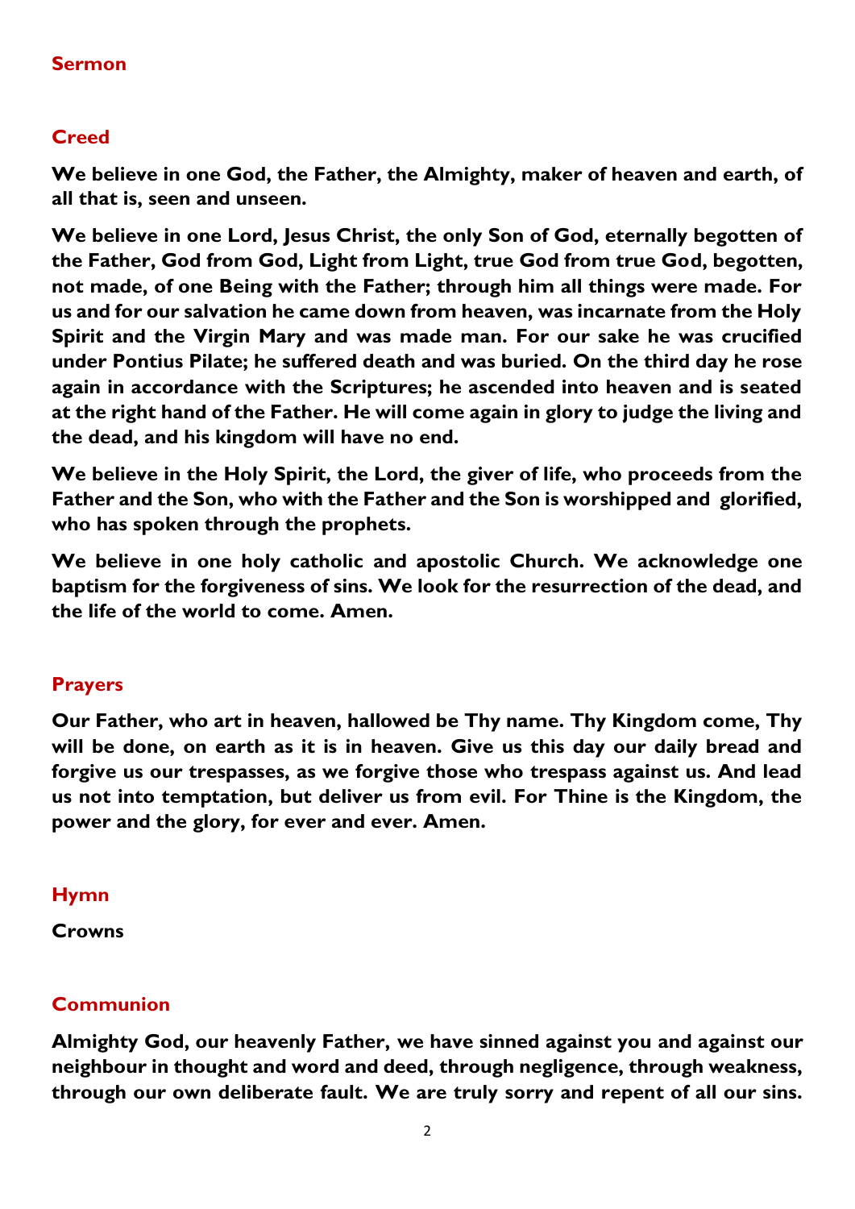## Sermon

## Creed

**We believe in one God, the Father, the Almighty, maker of heaven and earth, of all that is, seen and unseen.**

**We believe in one Lord, Jesus Christ, the only Son of God, eternally begotten of the Father, God from God, Light from Light, true God from true God, begotten, not made, of one Being with the Father; through him all things were made. For us and for our salvation he came down from heaven, was incarnate from the Holy Spirit and the Virgin Mary and was made man. For our sake he was crucified under Pontius Pilate; he suffered death and was buried. On the third day he rose again in accordance with the Scriptures; he ascended into heaven and is seated at the right hand of the Father. He will come again in glory to judge the living and the dead, and his kingdom will have no end.**

**We believe in the Holy Spirit, the Lord, the giver of life, who proceeds from the Father and the Son, who with the Father and the Son is worshipped and glorified, who has spoken through the prophets.**

**We believe in one holy catholic and apostolic Church. We acknowledge one baptism for the forgiveness of sins. We look for the resurrection of the dead, and the life of the world to come. Amen.**

## Prayers

**Our Father, who art in heaven, hallowed be Thy name. Thy Kingdom come, Thy will be done, on earth as it is in heaven. Give us this day our daily bread and forgive us our trespasses, as we forgive those who trespass against us. And lead us not into temptation, but deliver us from evil. For Thine is the Kingdom, the power and the glory, for ever and ever. Amen.**

## Hymn

**Crowns**

## Communion

**Almighty God, our heavenly Father, we have sinned against you and against our neighbour in thought and word and deed, through negligence, through weakness, through our own deliberate fault. We are truly sorry and repent of all our sins.**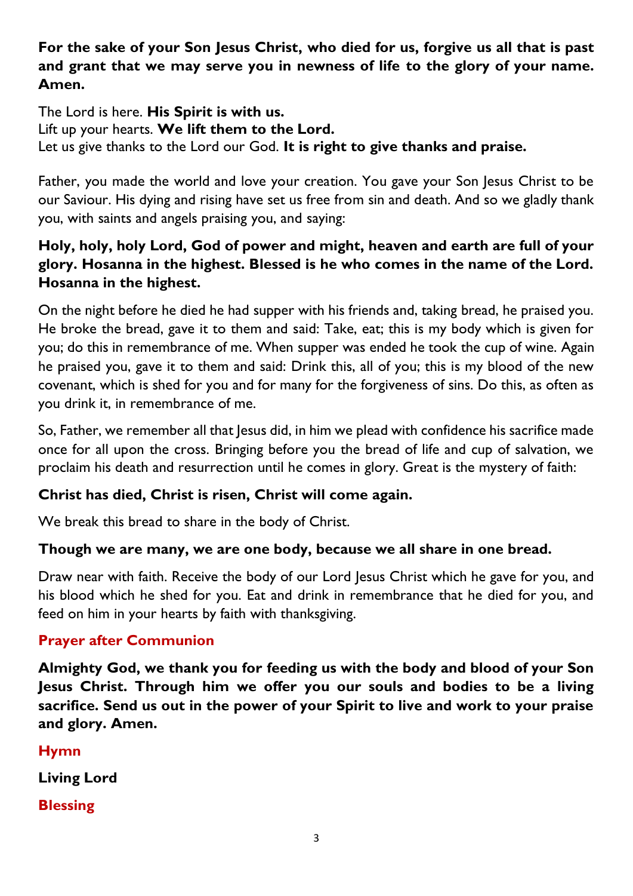**For the sake of your Son Jesus Christ, who died for us, forgive us all that is past and grant that we may serve you in newness of life to the glory of your name. Amen.**

The Lord is here. **His Spirit is with us.**
Lift up your hearts. **We lift them to the Lord.**
Let us give thanks to the Lord our God. **It is right to give thanks and praise.**

Father, you made the world and love your creation. You gave your Son Jesus Christ to be our Saviour. His dying and rising have set us free from sin and death. And so we gladly thank you, with saints and angels praising you, and saying:

**Holy, holy, holy Lord, God of power and might, heaven and earth are full of your glory. Hosanna in the highest. Blessed is he who comes in the name of the Lord. Hosanna in the highest.**

On the night before he died he had supper with his friends and, taking bread, he praised you. He broke the bread, gave it to them and said: Take, eat; this is my body which is given for you; do this in remembrance of me. When supper was ended he took the cup of wine. Again he praised you, gave it to them and said: Drink this, all of you; this is my blood of the new covenant, which is shed for you and for many for the forgiveness of sins. Do this, as often as you drink it, in remembrance of me.

So, Father, we remember all that Jesus did, in him we plead with confidence his sacrifice made once for all upon the cross. Bringing before you the bread of life and cup of salvation, we proclaim his death and resurrection until he comes in glory. Great is the mystery of faith:

**Christ has died, Christ is risen, Christ will come again.**

We break this bread to share in the body of Christ.

**Though we are many, we are one body, because we all share in one bread.**

Draw near with faith. Receive the body of our Lord Jesus Christ which he gave for you, and his blood which he shed for you. Eat and drink in remembrance that he died for you, and feed on him in your hearts by faith with thanksgiving.

## Prayer after Communion

**Almighty God, we thank you for feeding us with the body and blood of your Son Jesus Christ. Through him we offer you our souls and bodies to be a living sacrifice. Send us out in the power of your Spirit to live and work to your praise and glory. Amen.**

## Hymn

**Living Lord**

## Blessing